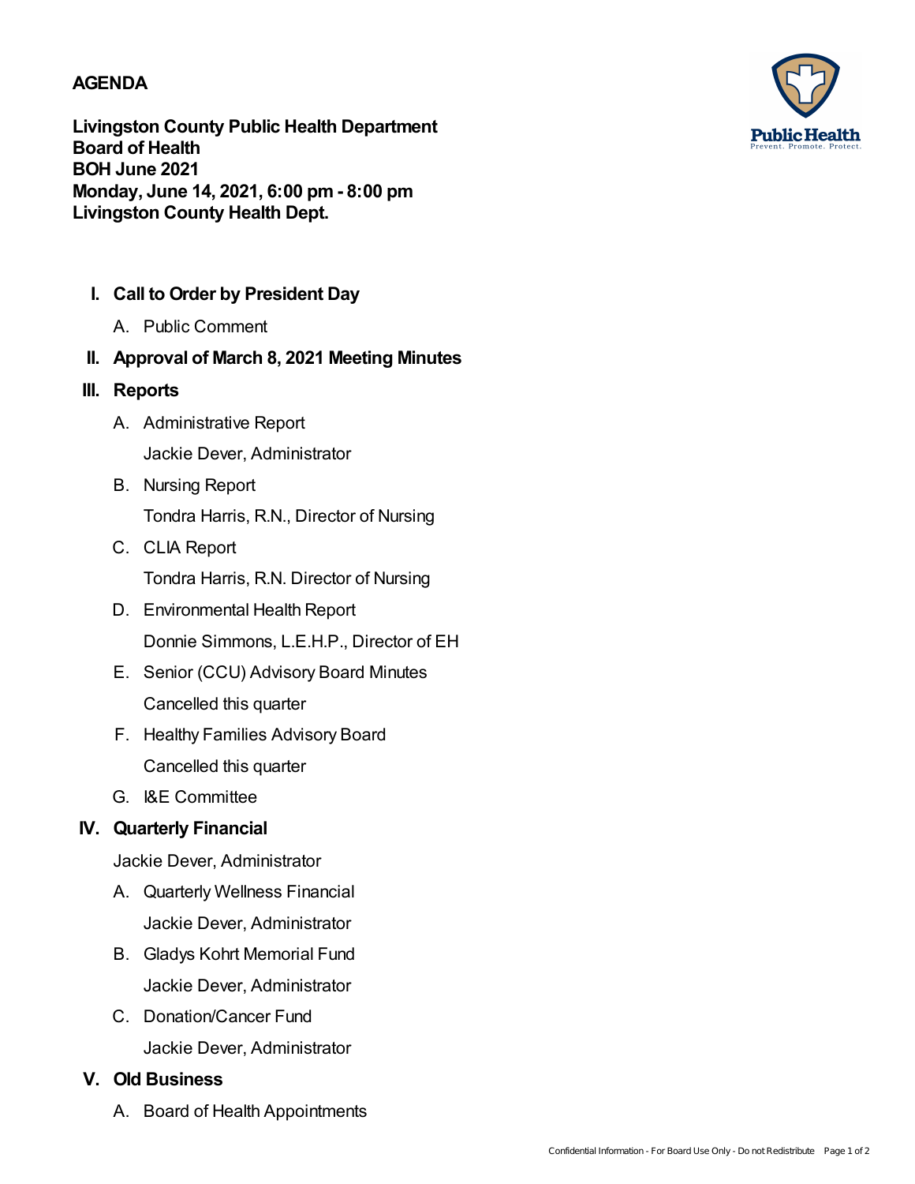# AGENDA

**Livingston County Public Health Department**
**Board of Health**
**BOH June 2021**
**Monday, June 14, 2021, 6:00 pm - 8:00 pm**
**Livingston County Health Dept.**

Public Health
Prevent. Promote. Protect.

**I. Call to Order by President Day**

A. Public Comment

**II. Approval of March 8, 2021 Meeting Minutes**

**III. Reports**

A. Administrative Report

Jackie Dever, Administrator

B. Nursing Report

Tondra Harris, R.N., Director of Nursing

C. CLIA Report

Tondra Harris, R.N. Director of Nursing

D. Environmental Health Report

Donnie Simmons, L.E.H.P., Director of EH

E. Senior (CCU) Advisory Board Minutes

Cancelled this quarter

F. Healthy Families Advisory Board

Cancelled this quarter

G. I&E Committee

**IV. Quarterly Financial**

Jackie Dever, Administrator

A. Quarterly Wellness Financial

Jackie Dever, Administrator

B. Gladys Kohrt Memorial Fund

Jackie Dever, Administrator

C. Donation/Cancer Fund

Jackie Dever, Administrator

**V. Old Business**

A. Board of Health Appointments

Confidential Information - For Board Use Only - Do not Redistribute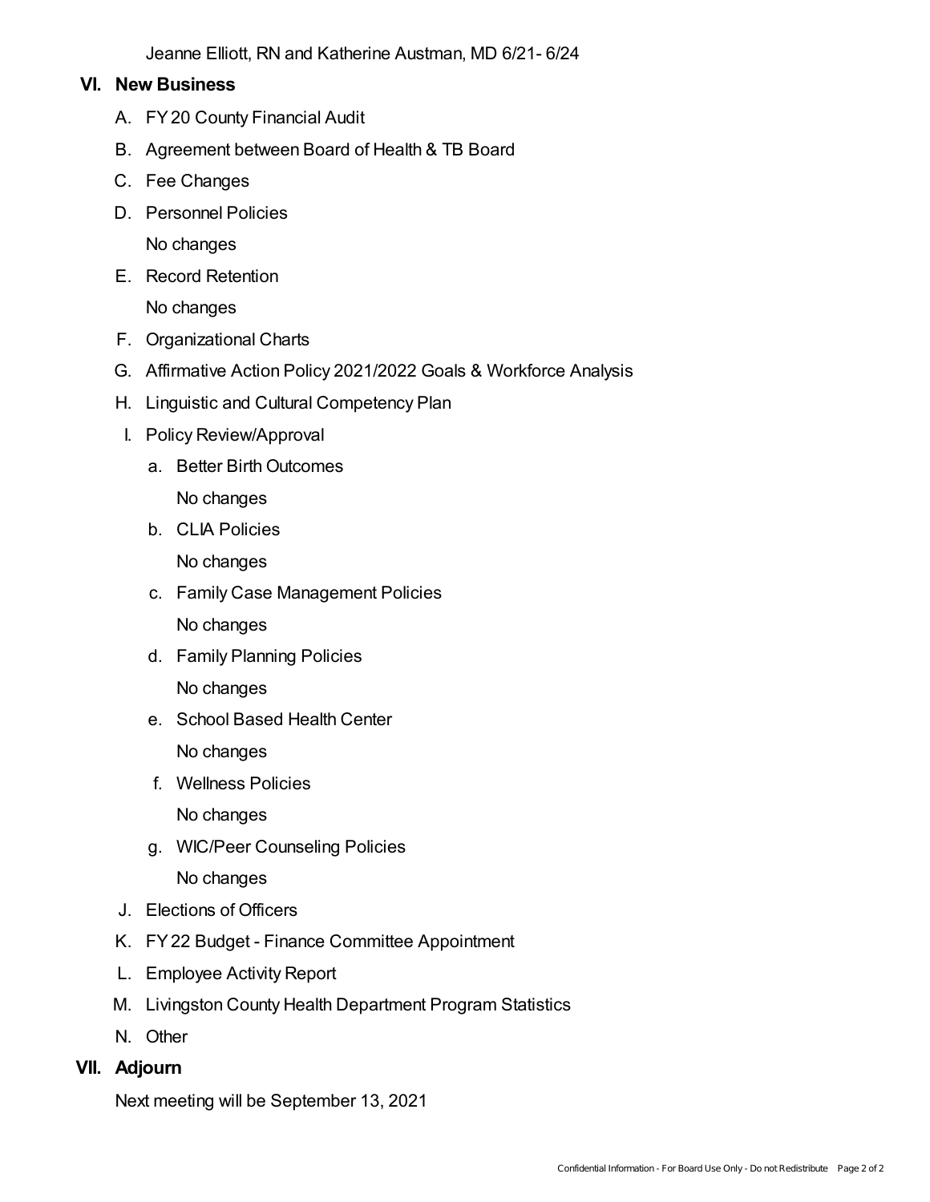Jeanne Elliott, RN and Katherine Austman, MD 6/21- 6/24

## VI. New Business

A. FY 20 County Financial Audit

B. Agreement between Board of Health & TB Board

C. Fee Changes

D. Personnel Policies

   No changes

E. Record Retention

   No changes

F. Organizational Charts

G. Affirmative Action Policy 2021/2022 Goals & Workforce Analysis

H. Linguistic and Cultural Competency Plan

I. Policy Review/Approval

   a. Better Birth Outcomes

      No changes

   b. CLIA Policies

      No changes

   c. Family Case Management Policies

      No changes

   d. Family Planning Policies

      No changes

   e. School Based Health Center

      No changes

   f. Wellness Policies

      No changes

   g. WIC/Peer Counseling Policies

      No changes

J. Elections of Officers

K. FY 22 Budget - Finance Committee Appointment

L. Employee Activity Report

M. Livingston County Health Department Program Statistics

N. Other

## VII. Adjourn

Next meeting will be September 13, 2021

Confidential Information - For Board Use Only - Do not Redistribute